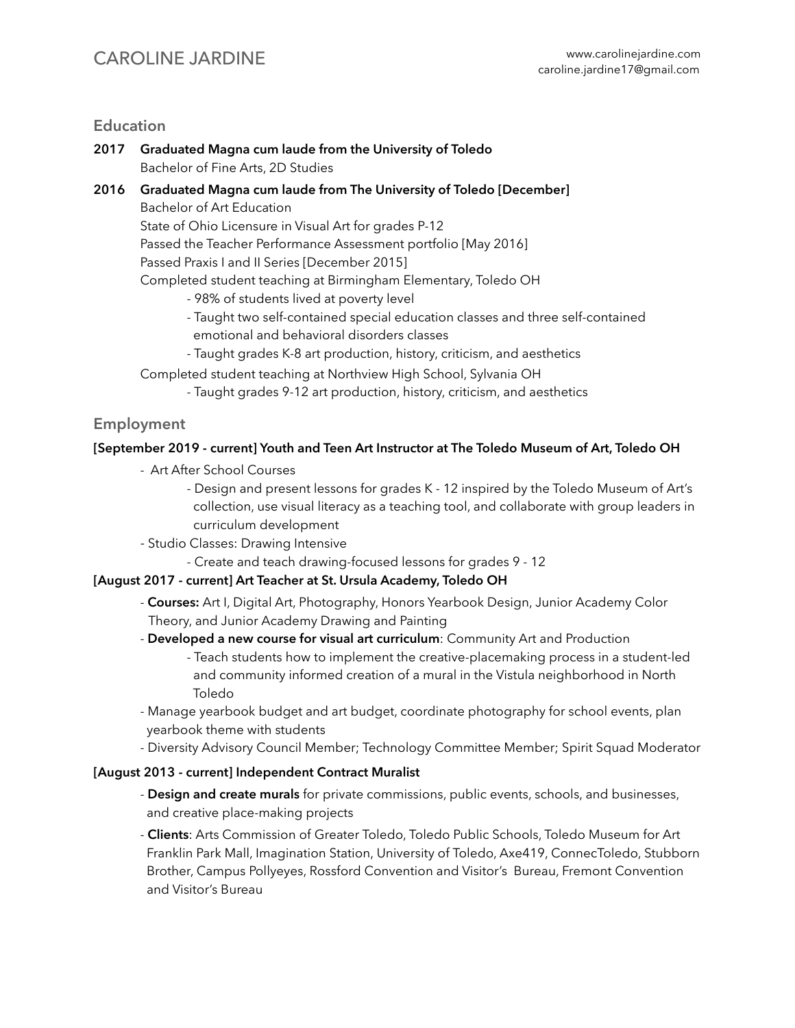# CAROLINE JARDINE

www.carolinejardine.com
caroline.jardine17@gmail.com

## Education

**2017 Graduated Magna cum laude from the University of Toledo**
Bachelor of Fine Arts, 2D Studies

**2016 Graduated Magna cum laude from The University of Toledo [December]**
Bachelor of Art Education
State of Ohio Licensure in Visual Art for grades P-12
Passed the Teacher Performance Assessment portfolio [May 2016]
Passed Praxis I and II Series [December 2015]
Completed student teaching at Birmingham Elementary, Toledo OH
- 98% of students lived at poverty level
- Taught two self-contained special education classes and three self-contained emotional and behavioral disorders classes
- Taught grades K-8 art production, history, criticism, and aesthetics

Completed student teaching at Northview High School, Sylvania OH
- Taught grades 9-12 art production, history, criticism, and aesthetics

## Employment

**[September 2019 - current] Youth and Teen Art Instructor at The Toledo Museum of Art, Toledo OH**

- Art After School Courses
  - Design and present lessons for grades K - 12 inspired by the Toledo Museum of Art's collection, use visual literacy as a teaching tool, and collaborate with group leaders in curriculum development
- Studio Classes: Drawing Intensive
  - Create and teach drawing-focused lessons for grades 9 - 12

**[August 2017 - current] Art Teacher at St. Ursula Academy, Toledo OH**

- **Courses:** Art I, Digital Art, Photography, Honors Yearbook Design, Junior Academy Color Theory, and Junior Academy Drawing and Painting
- **Developed a new course for visual art curriculum**: Community Art and Production
  - Teach students how to implement the creative-placemaking process in a student-led and community informed creation of a mural in the Vistula neighborhood in North Toledo
- Manage yearbook budget and art budget, coordinate photography for school events, plan yearbook theme with students
- Diversity Advisory Council Member; Technology Committee Member; Spirit Squad Moderator

**[August 2013 - current] Independent Contract Muralist**

- **Design and create murals** for private commissions, public events, schools, and businesses, and creative place-making projects
- **Clients**: Arts Commission of Greater Toledo, Toledo Public Schools, Toledo Museum for Art Franklin Park Mall, Imagination Station, University of Toledo, Axe419, ConnecToledo, Stubborn Brother, Campus Pollyeyes, Rossford Convention and Visitor's Bureau, Fremont Convention and Visitor's Bureau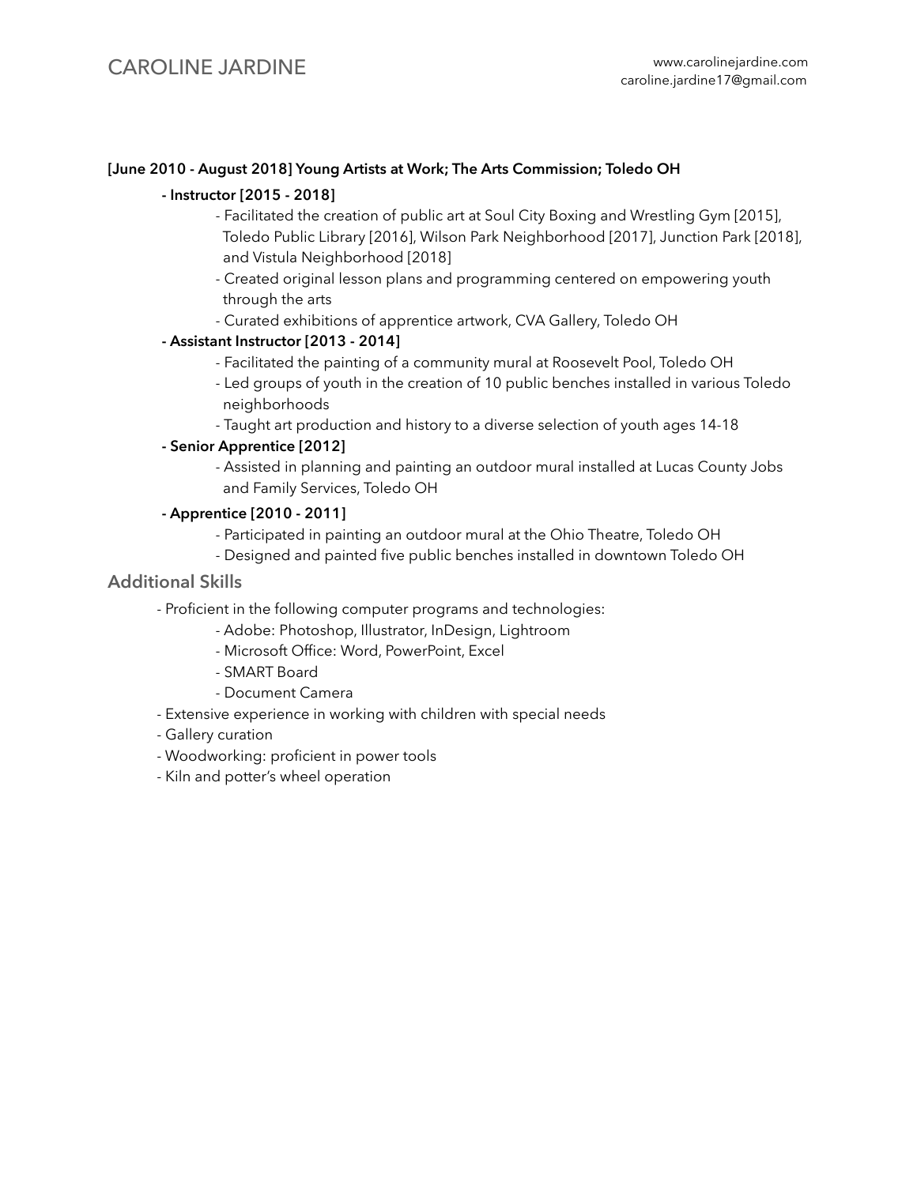**[June 2010 - August 2018] Young Artists at Work; The Arts Commission; Toledo OH**

- **Instructor [2015 - 2018]**
  - Facilitated the creation of public art at Soul City Boxing and Wrestling Gym [2015], Toledo Public Library [2016], Wilson Park Neighborhood [2017], Junction Park [2018], and Vistula Neighborhood [2018]
  - Created original lesson plans and programming centered on empowering youth through the arts
  - Curated exhibitions of apprentice artwork, CVA Gallery, Toledo OH
- **Assistant Instructor [2013 - 2014]**
  - Facilitated the painting of a community mural at Roosevelt Pool, Toledo OH
  - Led groups of youth in the creation of 10 public benches installed in various Toledo neighborhoods
  - Taught art production and history to a diverse selection of youth ages 14-18
- **Senior Apprentice [2012]**
  - Assisted in planning and painting an outdoor mural installed at Lucas County Jobs and Family Services, Toledo OH
- **Apprentice [2010 - 2011]**
  - Participated in painting an outdoor mural at the Ohio Theatre, Toledo OH
  - Designed and painted five public benches installed in downtown Toledo OH

## Additional Skills

- Proficient in the following computer programs and technologies:
  - Adobe: Photoshop, Illustrator, InDesign, Lightroom
  - Microsoft Office: Word, PowerPoint, Excel
  - SMART Board
  - Document Camera
- Extensive experience in working with children with special needs
- Gallery curation
- Woodworking: proficient in power tools
- Kiln and potter's wheel operation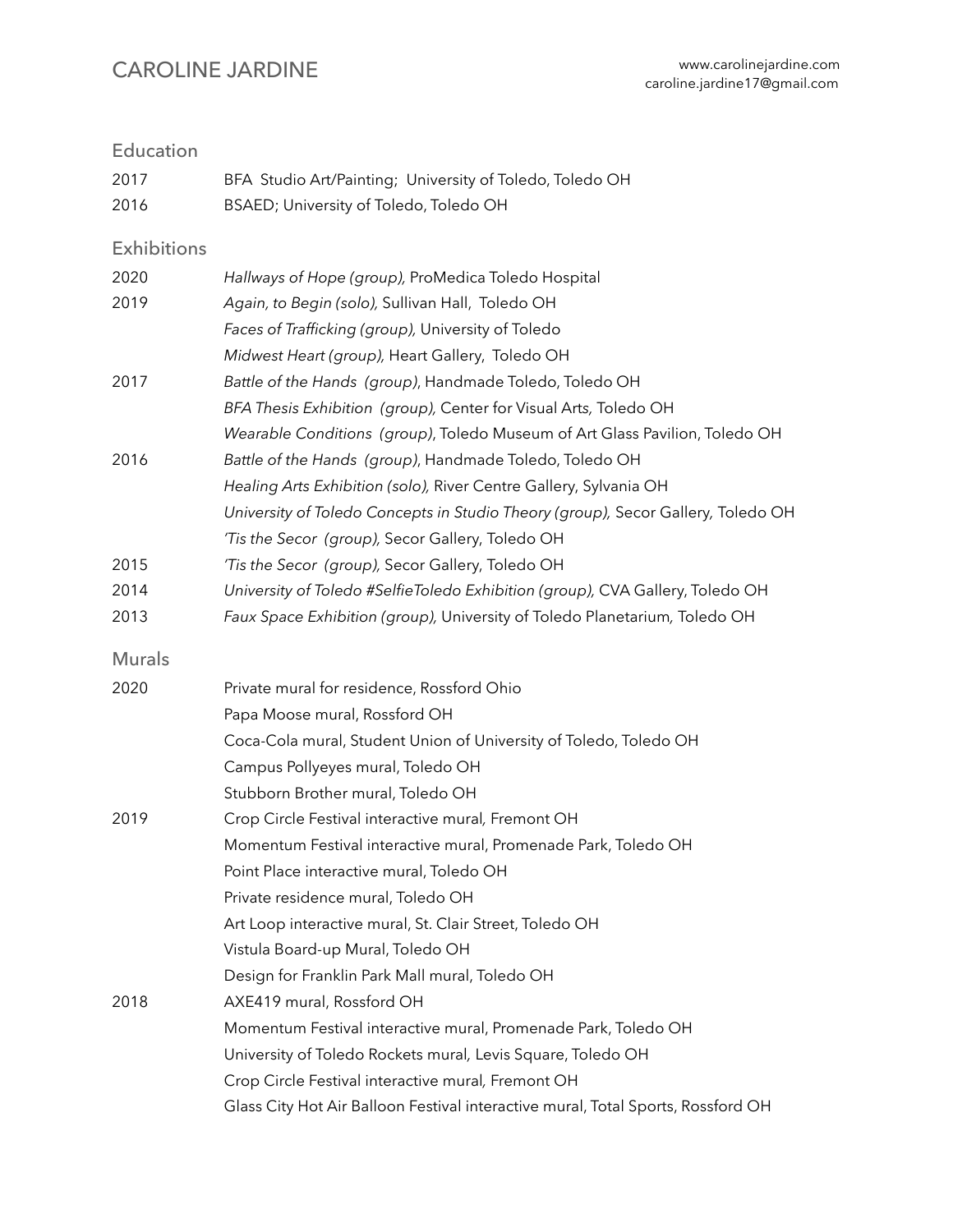# CAROLINE JARDINE

www.carolinejardine.com
caroline.jardine17@gmail.com

## Education

| | |
|---|---|
| 2017 | BFA Studio Art/Painting; University of Toledo, Toledo OH |
| 2016 | BSAED; University of Toledo, Toledo OH |

## Exhibitions

| | |
|---|---|
| 2020 | *Hallways of Hope (group),* ProMedica Toledo Hospital |
| 2019 | *Again, to Begin (solo),* Sullivan Hall, Toledo OH |
| | *Faces of Trafficking (group),* University of Toledo |
| | *Midwest Heart (group),* Heart Gallery, Toledo OH |
| 2017 | *Battle of the Hands (group)*, Handmade Toledo, Toledo OH |
| | *BFA Thesis Exhibition (group),* Center for Visual Arts, Toledo OH |
| | *Wearable Conditions (group)*, Toledo Museum of Art Glass Pavilion, Toledo OH |
| 2016 | *Battle of the Hands (group)*, Handmade Toledo, Toledo OH |
| | *Healing Arts Exhibition (solo),* River Centre Gallery, Sylvania OH |
| | *University of Toledo Concepts in Studio Theory (group),* Secor Gallery, Toledo OH |
| | *'Tis the Secor (group),* Secor Gallery, Toledo OH |
| 2015 | *'Tis the Secor (group),* Secor Gallery, Toledo OH |
| 2014 | *University of Toledo #SelfieToledo Exhibition (group),* CVA Gallery, Toledo OH |
| 2013 | *Faux Space Exhibition (group),* University of Toledo Planetarium, Toledo OH |

## Murals

| | |
|---|---|
| 2020 | Private mural for residence, Rossford Ohio |
| | Papa Moose mural, Rossford OH |
| | Coca-Cola mural, Student Union of University of Toledo, Toledo OH |
| | Campus Pollyeyes mural, Toledo OH |
| | Stubborn Brother mural, Toledo OH |
| 2019 | Crop Circle Festival interactive mural, Fremont OH |
| | Momentum Festival interactive mural, Promenade Park, Toledo OH |
| | Point Place interactive mural, Toledo OH |
| | Private residence mural, Toledo OH |
| | Art Loop interactive mural, St. Clair Street, Toledo OH |
| | Vistula Board-up Mural, Toledo OH |
| | Design for Franklin Park Mall mural, Toledo OH |
| 2018 | AXE419 mural, Rossford OH |
| | Momentum Festival interactive mural, Promenade Park, Toledo OH |
| | University of Toledo Rockets mural, Levis Square, Toledo OH |
| | Crop Circle Festival interactive mural, Fremont OH |
| | Glass City Hot Air Balloon Festival interactive mural, Total Sports, Rossford OH |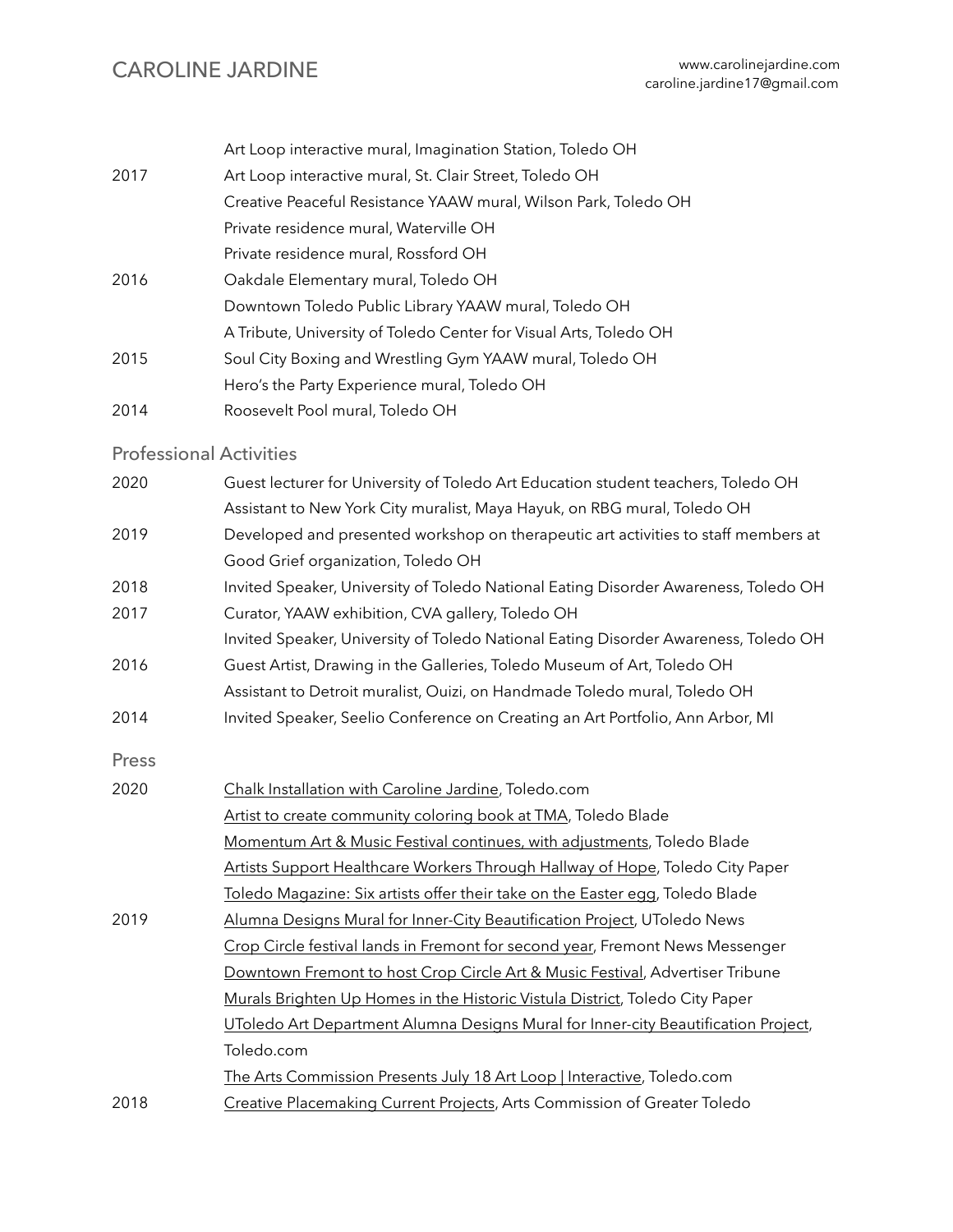| | |
|---|---|
| | Art Loop interactive mural, Imagination Station, Toledo OH |
| 2017 | Art Loop interactive mural, St. Clair Street, Toledo OH |
| | Creative Peaceful Resistance YAAW mural, Wilson Park, Toledo OH |
| | Private residence mural, Waterville OH |
| | Private residence mural, Rossford OH |
| 2016 | Oakdale Elementary mural, Toledo OH |
| | Downtown Toledo Public Library YAAW mural, Toledo OH |
| | A Tribute, University of Toledo Center for Visual Arts, Toledo OH |
| 2015 | Soul City Boxing and Wrestling Gym YAAW mural, Toledo OH |
| | Hero's the Party Experience mural, Toledo OH |
| 2014 | Roosevelt Pool mural, Toledo OH |

## Professional Activities

| | |
|---|---|
| 2020 | Guest lecturer for University of Toledo Art Education student teachers, Toledo OH |
| | Assistant to New York City muralist, Maya Hayuk, on RBG mural, Toledo OH |
| 2019 | Developed and presented workshop on therapeutic art activities to staff members at Good Grief organization, Toledo OH |
| 2018 | Invited Speaker, University of Toledo National Eating Disorder Awareness, Toledo OH |
| 2017 | Curator, YAAW exhibition, CVA gallery, Toledo OH |
| | Invited Speaker, University of Toledo National Eating Disorder Awareness, Toledo OH |
| 2016 | Guest Artist, Drawing in the Galleries, Toledo Museum of Art, Toledo OH |
| | Assistant to Detroit muralist, Ouizi, on Handmade Toledo mural, Toledo OH |
| 2014 | Invited Speaker, Seelio Conference on Creating an Art Portfolio, Ann Arbor, MI |

## Press

| | |
|---|---|
| 2020 | Chalk Installation with Caroline Jardine, Toledo.com |
| | Artist to create community coloring book at TMA, Toledo Blade |
| | Momentum Art & Music Festival continues, with adjustments, Toledo Blade |
| | Artists Support Healthcare Workers Through Hallway of Hope, Toledo City Paper |
| | Toledo Magazine: Six artists offer their take on the Easter egg, Toledo Blade |
| 2019 | Alumna Designs Mural for Inner-City Beautification Project, UToledo News |
| | Crop Circle festival lands in Fremont for second year, Fremont News Messenger |
| | Downtown Fremont to host Crop Circle Art & Music Festival, Advertiser Tribune |
| | Murals Brighten Up Homes in the Historic Vistula District, Toledo City Paper |
| | UToledo Art Department Alumna Designs Mural for Inner-city Beautification Project, Toledo.com |
| | The Arts Commission Presents July 18 Art Loop \| Interactive, Toledo.com |
| 2018 | Creative Placemaking Current Projects, Arts Commission of Greater Toledo |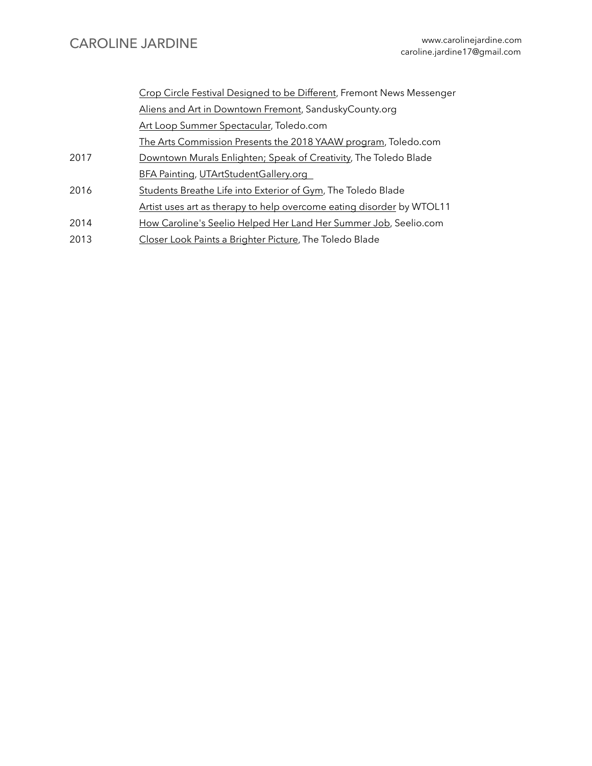| | |
|---|---|
| | Crop Circle Festival Designed to be Different, Fremont News Messenger |
| | Aliens and Art in Downtown Fremont, SanduskyCounty.org |
| | Art Loop Summer Spectacular, Toledo.com |
| | The Arts Commission Presents the 2018 YAAW program, Toledo.com |
| 2017 | Downtown Murals Enlighten; Speak of Creativity, The Toledo Blade |
| | BFA Painting, UTArtStudentGallery.org |
| 2016 | Students Breathe Life into Exterior of Gym, The Toledo Blade |
| | Artist uses art as therapy to help overcome eating disorder by WTOL11 |
| 2014 | How Caroline's Seelio Helped Her Land Her Summer Job, Seelio.com |
| 2013 | Closer Look Paints a Brighter Picture, The Toledo Blade |